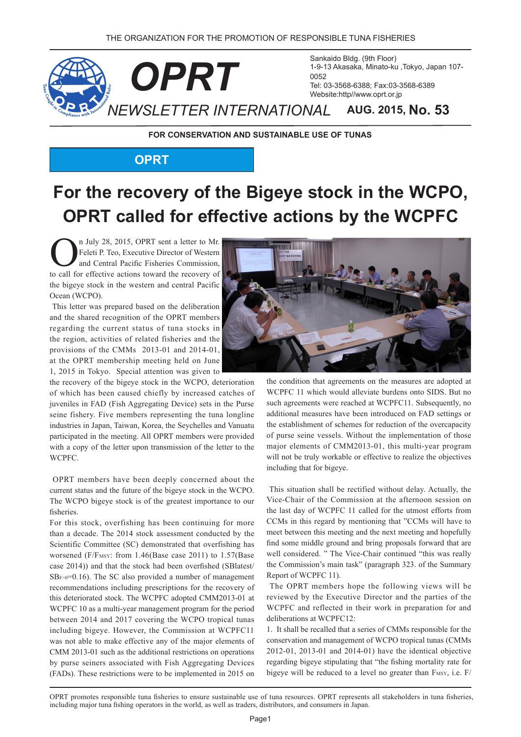THE ORGANIZATION FOR THE PROMOTION OF RESPONSIBLE TUNA FISHERIES

# OPRT

## NEWSLETTER INTERNATIONAL

**AUG. 2015, No. 53**

Sankaido Bldg. (9th Floor)
1-9-13 Akasaka, Minato-ku ,Tokyo, Japan 107-0052
Tel: 03-3568-6388; Fax:03-3568-6389
Website:http//www.oprt.or.jp

**FOR CONSERVATION AND SUSTAINABLE USE OF TUNAS**

**OPRT**

# For the recovery of the Bigeye stock in the WCPO, OPRT called for effective actions by the WCPFC

On July 28, 2015, OPRT sent a letter to Mr. Feleti P. Teo, Executive Director of Western and Central Pacific Fisheries Commission, to call for effective actions toward the recovery of the bigeye stock in the western and central Pacific Ocean (WCPO).

This letter was prepared based on the deliberation and the shared recognition of the OPRT members regarding the current status of tuna stocks in the region, activities of related fisheries and the provisions of the CMMs 2013-01 and 2014-01, at the OPRT membership meeting held on June 1, 2015 in Tokyo. Special attention was given to the recovery of the bigeye stock in the WCPO, deterioration of which has been caused chiefly by increased catches of juveniles in FAD (Fish Aggregating Device) sets in the Purse seine fishery. Five members representing the tuna longline industries in Japan, Taiwan, Korea, the Seychelles and Vanuatu participated in the meeting. All OPRT members were provided with a copy of the letter upon transmission of the letter to the WCPFC.

OPRT members have been deeply concerned about the current status and the future of the bigeye stock in the WCPO. The WCPO bigeye stock is of the greatest importance to our fisheries.

For this stock, overfishing has been continuing for more than a decade. The 2014 stock assessment conducted by the Scientific Committee (SC) demonstrated that overfishing has worsened ($F/F_{MSY}$: from 1.46(Base case 2011) to 1.57(Base case 2014)) and that the stock had been overfished ($SB_{latest}/SB_{F=0}$=0.16). The SC also provided a number of management recommendations including prescriptions for the recovery of this deteriorated stock. The WCPFC adopted CMM2013-01 at WCPFC 10 as a multi-year management program for the period between 2014 and 2017 covering the WCPO tropical tunas including bigeye. However, the Commission at WCPFC11 was not able to make effective any of the major elements of CMM 2013-01 such as the additional restrictions on operations by purse seiners associated with Fish Aggregating Devices (FADs). These restrictions were to be implemented in 2015 on the condition that agreements on the measures are adopted at WCPFC 11 which would alleviate burdens onto SIDS. But no such agreements were reached at WCPFC11. Subsequently, no additional measures have been introduced on FAD settings or the establishment of schemes for reduction of the overcapacity of purse seine vessels. Without the implementation of those major elements of CMM2013-01, this multi-year program will not be truly workable or effective to realize the objectives including that for bigeye.

This situation shall be rectified without delay. Actually, the Vice-Chair of the Commission at the afternoon session on the last day of WCPFC 11 called for the utmost efforts from CCMs in this regard by mentioning that "CCMs will have to meet between this meeting and the next meeting and hopefully find some middle ground and bring proposals forward that are well considered. " The Vice-Chair continued "this was really the Commission's main task" (paragraph 323. of the Summary Report of WCPFC 11).

The OPRT members hope the following views will be reviewed by the Executive Director and the parties of the WCPFC and reflected in their work in preparation for and deliberations at WCPFC12:

1. It shall be recalled that a series of CMMs responsible for the conservation and management of WCPO tropical tunas (CMMs 2012-01, 2013-01 and 2014-01) have the identical objective regarding bigeye stipulating that "the fishing mortality rate for bigeye will be reduced to a level no greater than $F_{MSY}$, i.e. F/

OPRT promotes responsible tuna fisheries to ensure sustainable use of tuna resources. OPRT represents all stakeholders in tuna fisheries, including major tuna fishing operators in the world, as well as traders, distributors, and consumers in Japan.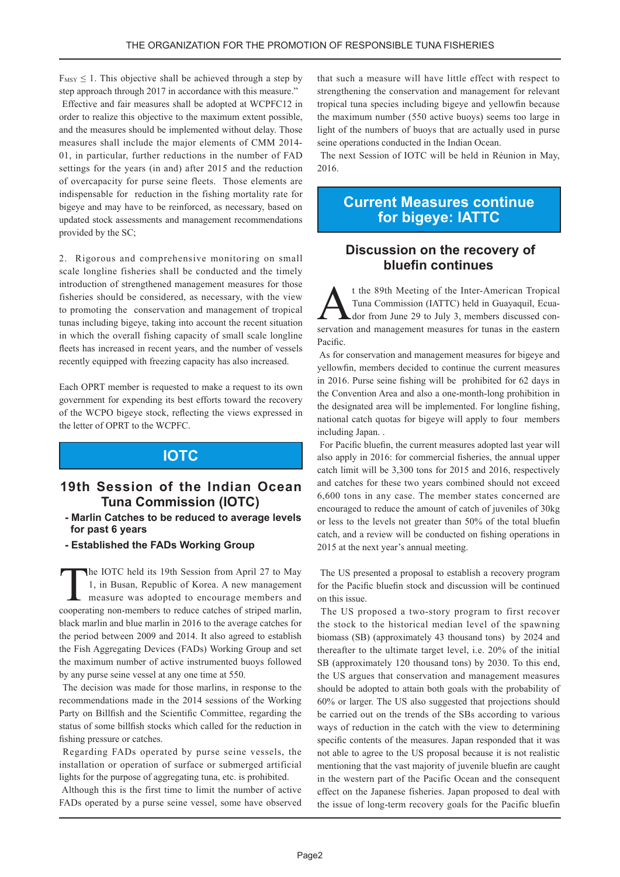$F_{MSY} \leq 1$. This objective shall be achieved through a step by step approach through 2017 in accordance with this measure."

Effective and fair measures shall be adopted at WCPFC12 in order to realize this objective to the maximum extent possible, and the measures should be implemented without delay. Those measures shall include the major elements of CMM 2014-01, in particular, further reductions in the number of FAD settings for the years (in and) after 2015 and the reduction of overcapacity for purse seine fleets. Those elements are indispensable for reduction in the fishing mortality rate for bigeye and may have to be reinforced, as necessary, based on updated stock assessments and management recommendations provided by the SC;

2. Rigorous and comprehensive monitoring on small scale longline fisheries shall be conducted and the timely introduction of strengthened management measures for those fisheries should be considered, as necessary, with the view to promoting the conservation and management of tropical tunas including bigeye, taking into account the recent situation in which the overall fishing capacity of small scale longline fleets has increased in recent years, and the number of vessels recently equipped with freezing capacity has also increased.

Each OPRT member is requested to make a request to its own government for expending its best efforts toward the recovery of the WCPO bigeye stock, reflecting the views expressed in the letter of OPRT to the WCPFC.

# IOTC

## 19th Session of the Indian Ocean Tuna Commission (IOTC)

**- Marlin Catches to be reduced to average levels for past 6 years**

**- Established the FADs Working Group**

The IOTC held its 19th Session from April 27 to May 1, in Busan, Republic of Korea. A new management measure was adopted to encourage members and cooperating non-members to reduce catches of striped marlin, black marlin and blue marlin in 2016 to the average catches for the period between 2009 and 2014. It also agreed to establish the Fish Aggregating Devices (FADs) Working Group and set the maximum number of active instrumented buoys followed by any purse seine vessel at any one time at 550.

The decision was made for those marlins, in response to the recommendations made in the 2014 sessions of the Working Party on Billfish and the Scientific Committee, regarding the status of some billfish stocks which called for the reduction in fishing pressure or catches.

Regarding FADs operated by purse seine vessels, the installation or operation of surface or submerged artificial lights for the purpose of aggregating tuna, etc. is prohibited.

Although this is the first time to limit the number of active FADs operated by a purse seine vessel, some have observed that such a measure will have little effect with respect to strengthening the conservation and management for relevant tropical tuna species including bigeye and yellowfin because the maximum number (550 active buoys) seems too large in light of the numbers of buoys that are actually used in purse seine operations conducted in the Indian Ocean.

The next Session of IOTC will be held in Réunion in May, 2016.

# Current Measures continue for bigeye: IATTC

## Discussion on the recovery of bluefin continues

At the 89th Meeting of the Inter-American Tropical Tuna Commission (IATTC) held in Guayaquil, Ecuador from June 29 to July 3, members discussed conservation and management measures for tunas in the eastern Pacific.

As for conservation and management measures for bigeye and yellowfin, members decided to continue the current measures in 2016. Purse seine fishing will be prohibited for 62 days in the Convention Area and also a one-month-long prohibition in the designated area will be implemented. For longline fishing, national catch quotas for bigeye will apply to four members including Japan. .

For Pacific bluefin, the current measures adopted last year will also apply in 2016: for commercial fisheries, the annual upper catch limit will be 3,300 tons for 2015 and 2016, respectively and catches for these two years combined should not exceed 6,600 tons in any case. The member states concerned are encouraged to reduce the amount of catch of juveniles of 30kg or less to the levels not greater than 50% of the total bluefin catch, and a review will be conducted on fishing operations in 2015 at the next year's annual meeting.

The US presented a proposal to establish a recovery program for the Pacific bluefin stock and discussion will be continued on this issue.

The US proposed a two-story program to first recover the stock to the historical median level of the spawning biomass (SB) (approximately 43 thousand tons) by 2024 and thereafter to the ultimate target level, i.e. 20% of the initial SB (approximately 120 thousand tons) by 2030. To this end, the US argues that conservation and management measures should be adopted to attain both goals with the probability of 60% or larger. The US also suggested that projections should be carried out on the trends of the SBs according to various ways of reduction in the catch with the view to determining specific contents of the measures. Japan responded that it was not able to agree to the US proposal because it is not realistic mentioning that the vast majority of juvenile bluefin are caught in the western part of the Pacific Ocean and the consequent effect on the Japanese fisheries. Japan proposed to deal with the issue of long-term recovery goals for the Pacific bluefin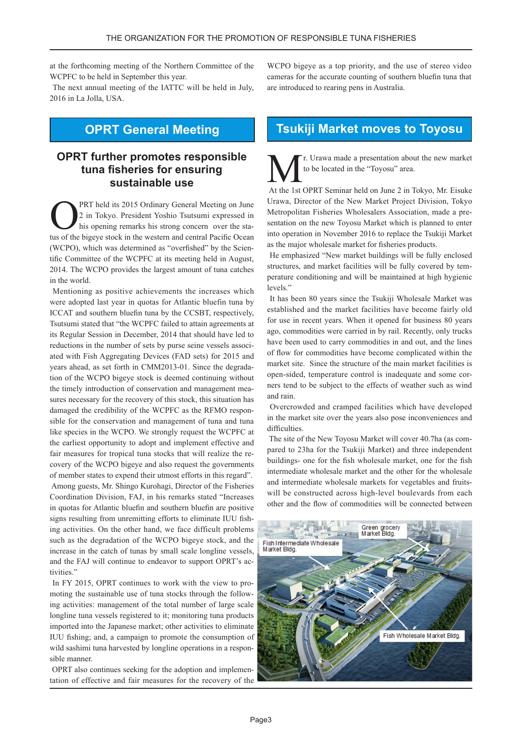at the forthcoming meeting of the Northern Committee of the WCPFC to be held in September this year.

The next annual meeting of the IATTC will be held in July, 2016 in La Jolla, USA.

# OPRT General Meeting

## OPRT further promotes responsible tuna fisheries for ensuring sustainable use

OPRT held its 2015 Ordinary General Meeting on June 2 in Tokyo. President Yoshio Tsutsumi expressed in his opening remarks his strong concern over the status of the bigeye stock in the western and central Pacific Ocean (WCPO), which was determined as "overfished" by the Scientific Committee of the WCPFC at its meeting held in August, 2014. The WCPO provides the largest amount of tuna catches in the world.

Mentioning as positive achievements the increases which were adopted last year in quotas for Atlantic bluefin tuna by ICCAT and southern bluefin tuna by the CCSBT, respectively, Tsutsumi stated that "the WCPFC failed to attain agreements at its Regular Session in December, 2014 that should have led to reductions in the number of sets by purse seine vessels associated with Fish Aggregating Devices (FAD sets) for 2015 and years ahead, as set forth in CMM2013-01. Since the degradation of the WCPO bigeye stock is deemed continuing without the timely introduction of conservation and management measures necessary for the recovery of this stock, this situation has damaged the credibility of the WCPFC as the RFMO responsible for the conservation and management of tuna and tuna like species in the WCPO. We strongly request the WCPFC at the earliest opportunity to adopt and implement effective and fair measures for tropical tuna stocks that will realize the recovery of the WCPO bigeye and also request the governments of member states to expend their utmost efforts in this regard".

Among guests, Mr. Shingo Kurohagi, Director of the Fisheries Coordination Division, FAJ, in his remarks stated "Increases in quotas for Atlantic bluefin and southern bluefin are positive signs resulting from unremitting efforts to eliminate IUU fishing activities. On the other hand, we face difficult problems such as the degradation of the WCPO bigeye stock, and the increase in the catch of tunas by small scale longline vessels, and the FAJ will continue to endeavor to support OPRT's activities."

In FY 2015, OPRT continues to work with the view to promoting the sustainable use of tuna stocks through the following activities: management of the total number of large scale longline tuna vessels registered to it; monitoring tuna products imported into the Japanese market; other activities to eliminate IUU fishing; and, a campaign to promote the consumption of wild sashimi tuna harvested by longline operations in a responsible manner.

OPRT also continues seeking for the adoption and implementation of effective and fair measures for the recovery of the WCPO bigeye as a top priority, and the use of stereo video cameras for the accurate counting of southern bluefin tuna that are introduced to rearing pens in Australia.

# Tsukiji Market moves to Toyosu

Mr. Urawa made a presentation about the new market to be located in the "Toyosu" area.

At the 1st OPRT Seminar held on June 2 in Tokyo, Mr. Eisuke Urawa, Director of the New Market Project Division, Tokyo Metropolitan Fisheries Wholesalers Association, made a presentation on the new Toyosu Market which is planned to enter into operation in November 2016 to replace the Tsukiji Market as the major wholesale market for fisheries products.

He emphasized "New market buildings will be fully enclosed structures, and market facilities will be fully covered by temperature conditioning and will be maintained at high hygienic levels."

It has been 80 years since the Tsukiji Wholesale Market was established and the market facilities have become fairly old for use in recent years. When it opened for business 80 years ago, commodities were carried in by rail. Recently, only trucks have been used to carry commodities in and out, and the lines of flow for commodities have become complicated within the market site. Since the structure of the main market facilities is open-sided, temperature control is inadequate and some corners tend to be subject to the effects of weather such as wind and rain.

Overcrowded and cramped facilities which have developed in the market site over the years also pose inconveniences and difficulties.

The site of the New Toyosu Market will cover 40.7ha (as compared to 23ha for the Tsukiji Market) and three independent buildings- one for the fish wholesale market, one for the fish intermediate wholesale market and the other for the wholesale and intermediate wholesale markets for vegetables and fruits- will be constructed across high-level boulevards from each other and the flow of commodities will be connected between

Green grocery Market Bldg.

Fish Intermediate Wholesale Market Bldg.

Fish Wholesale Market Bldg.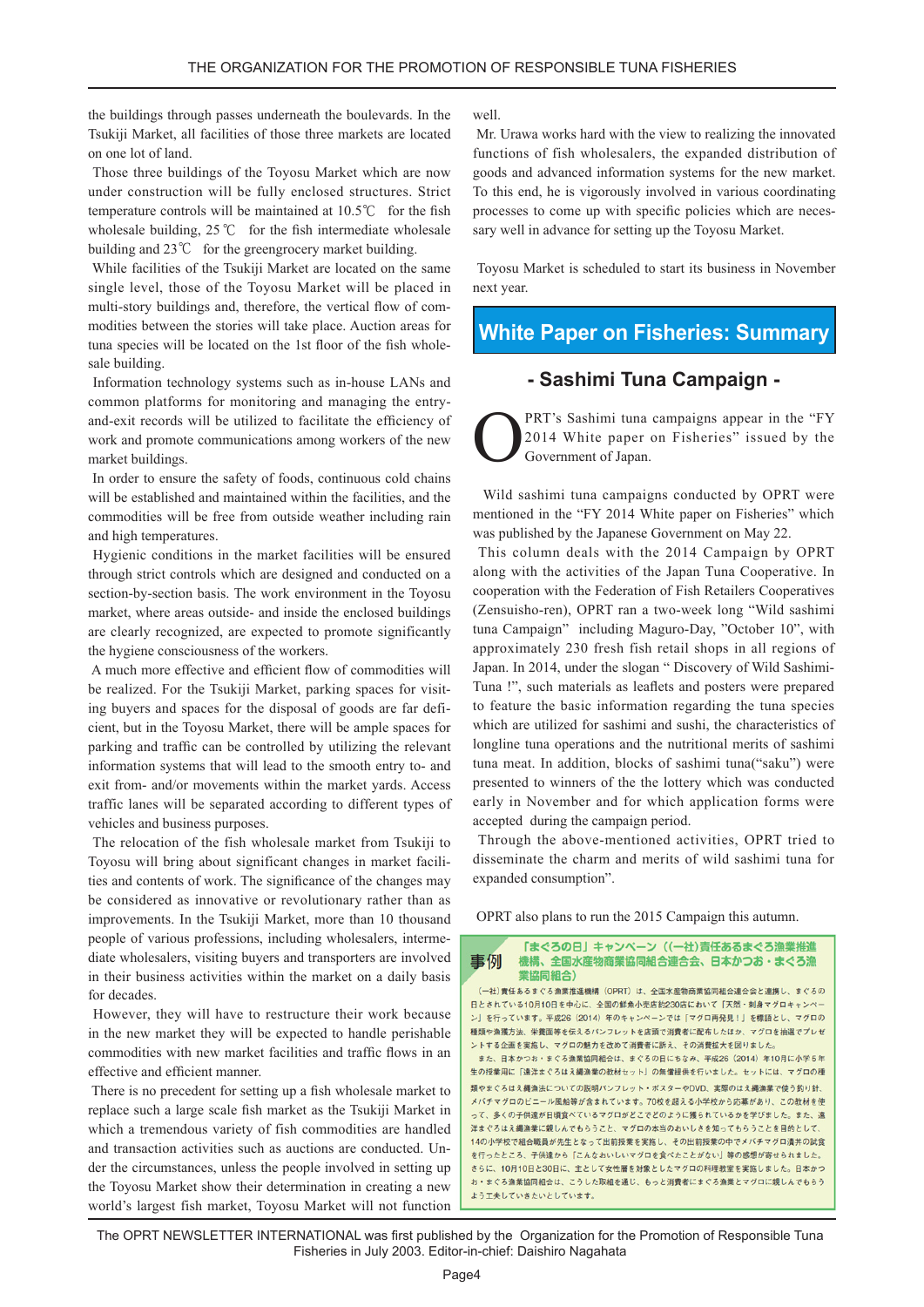the buildings through passes underneath the boulevards. In the Tsukiji Market, all facilities of those three markets are located on one lot of land.

Those three buildings of the Toyosu Market which are now under construction will be fully enclosed structures. Strict temperature controls will be maintained at 10.5℃ for the fish wholesale building, 25℃ for the fish intermediate wholesale building and 23℃ for the greengrocery market building.

While facilities of the Tsukiji Market are located on the same single level, those of the Toyosu Market will be placed in multi-story buildings and, therefore, the vertical flow of commodities between the stories will take place. Auction areas for tuna species will be located on the 1st floor of the fish wholesale building.

Information technology systems such as in-house LANs and common platforms for monitoring and managing the entry-and-exit records will be utilized to facilitate the efficiency of work and promote communications among workers of the new market buildings.

In order to ensure the safety of foods, continuous cold chains will be established and maintained within the facilities, and the commodities will be free from outside weather including rain and high temperatures.

Hygienic conditions in the market facilities will be ensured through strict controls which are designed and conducted on a section-by-section basis. The work environment in the Toyosu market, where areas outside- and inside the enclosed buildings are clearly recognized, are expected to promote significantly the hygiene consciousness of the workers.

A much more effective and efficient flow of commodities will be realized. For the Tsukiji Market, parking spaces for visiting buyers and spaces for the disposal of goods are far deficient, but in the Toyosu Market, there will be ample spaces for parking and traffic can be controlled by utilizing the relevant information systems that will lead to the smooth entry to- and exit from- and/or movements within the market yards. Access traffic lanes will be separated according to different types of vehicles and business purposes.

The relocation of the fish wholesale market from Tsukiji to Toyosu will bring about significant changes in market facilities and contents of work. The significance of the changes may be considered as innovative or revolutionary rather than as improvements. In the Tsukiji Market, more than 10 thousand people of various professions, including wholesalers, intermediate wholesalers, visiting buyers and transporters are involved in their business activities within the market on a daily basis for decades.

However, they will have to restructure their work because in the new market they will be expected to handle perishable commodities with new market facilities and traffic flows in an effective and efficient manner.

There is no precedent for setting up a fish wholesale market to replace such a large scale fish market as the Tsukiji Market in which a tremendous variety of fish commodities are handled and transaction activities such as auctions are conducted. Under the circumstances, unless the people involved in setting up the Toyosu Market show their determination in creating a new world's largest fish market, Toyosu Market will not function well.

Mr. Urawa works hard with the view to realizing the innovated functions of fish wholesalers, the expanded distribution of goods and advanced information systems for the new market. To this end, he is vigorously involved in various coordinating processes to come up with specific policies which are necessary well in advance for setting up the Toyosu Market.

Toyosu Market is scheduled to start its business in November next year.

## White Paper on Fisheries: Summary

### - Sashimi Tuna Campaign -

OPRT's Sashimi tuna campaigns appear in the "FY 2014 White paper on Fisheries" issued by the Government of Japan.

Wild sashimi tuna campaigns conducted by OPRT were mentioned in the "FY 2014 White paper on Fisheries" which was published by the Japanese Government on May 22.

This column deals with the 2014 Campaign by OPRT along with the activities of the Japan Tuna Cooperative. In cooperation with the Federation of Fish Retailers Cooperatives (Zensuisho-ren), OPRT ran a two-week long "Wild sashimi tuna Campaign" including Maguro-Day, "October 10", with approximately 230 fresh fish retail shops in all regions of Japan. In 2014, under the slogan " Discovery of Wild Sashimi-Tuna !", such materials as leaflets and posters were prepared to feature the basic information regarding the tuna species which are utilized for sashimi and sushi, the characteristics of longline tuna operations and the nutritional merits of sashimi tuna meat. In addition, blocks of sashimi tuna("saku") were presented to winners of the the lottery which was conducted early in November and for which application forms were accepted during the campaign period.

Through the above-mentioned activities, OPRT tried to disseminate the charm and merits of wild sashimi tuna for expanded consumption".

OPRT also plans to run the 2015 Campaign this autumn.

**事例　「まぐろの日」キャンペーン（（一社）責任あるまぐろ漁業推進機構、全国水産物商業協同組合連合会、日本かつお・まぐろ漁業協同組合）**

（一社）責任あるまぐろ漁業推進機構（OPRT）は、全国水産物商業協同組合連合会と連携し、まぐろの日とされている10月10日を中心に、全国の鮮魚小売店約230店において「天然・刺身マグロキャンペーン」を行っています。平成26（2014）年のキャンペーンでは「マグロ再発見！」を標語とし、マグロの種類や漁獲方法、栄養面等を伝えるパンフレットを店頭で消費者に配布したほか、マグロを抽選でプレゼントする企画を実施し、マグロの魅力を改めて消費者に訴え、その消費拡大を図りました。

また、日本かつお・まぐろ漁業協同組合は、まぐろの日にちなみ、平成26（2014）年10月に小学5年生の授業用に「遠洋まぐろはえ縄漁業の教材セット」の無償提供を行いました。セットには、マグロの種類やまぐろはえ縄漁法についての説明パンフレット・ポスターやDVD、実際のはえ縄漁業で使う釣り針、メバチマグロのビニール風船等が含まれています。70校を超える小学校から応募があり、この教材を使って、多くの子供達が日頃食べているマグロがどこでどのように獲られているかを学びました。また、遠洋まぐろはえ縄漁業に親しんでもらうこと、マグロの本当のおいしさを知ってもらうことを目的として、14の小学校で組合職員が先生となって出前授業を実施し、その出前授業の中でメバチマグロ漬丼の試食を行ったところ、子供達から「こんなおいしいマグロを食べたことがない」等の感想が寄せられました。

さらに、10月10日と30日に、主として女性層を対象としたマグロの料理教室を実施しました。日本かつお・まぐろ漁業協同組合は、こうした取組を通じ、もっと消費者にまぐろ漁業とマグロに親しんでもらうよう工夫していきたいとしています。

The OPRT NEWSLETTER INTERNATIONAL was first published by the Organization for the Promotion of Responsible Tuna Fisheries in July 2003. Editor-in-chief: Daishiro Nagahata